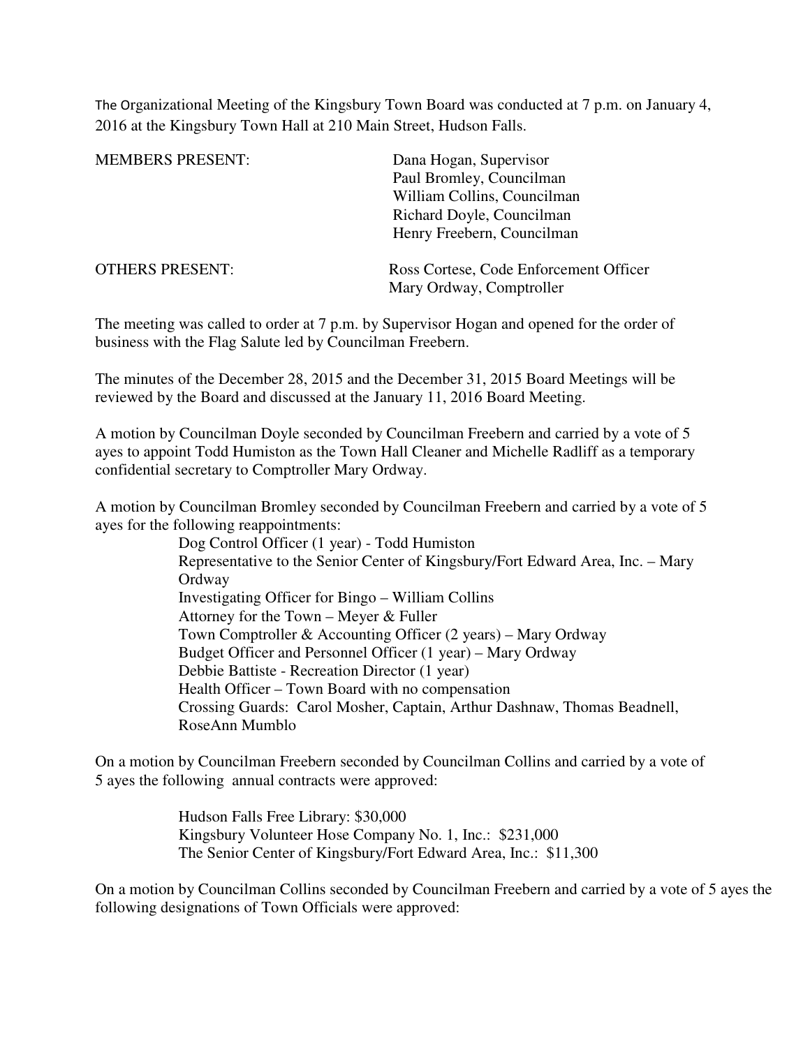The Organizational Meeting of the Kingsbury Town Board was conducted at 7 p.m. on January 4, 2016 at the Kingsbury Town Hall at 210 Main Street, Hudson Falls.

MEMBERS PRESENT:
- Dana Hogan, Supervisor
- Paul Bromley, Councilman
- William Collins, Councilman
- Richard Doyle, Councilman
- Henry Freebern, Councilman

OTHERS PRESENT:
- Ross Cortese, Code Enforcement Officer
- Mary Ordway, Comptroller

The meeting was called to order at 7 p.m. by Supervisor Hogan and opened for the order of business with the Flag Salute led by Councilman Freebern.

The minutes of the December 28, 2015 and the December 31, 2015 Board Meetings will be reviewed by the Board and discussed at the January 11, 2016 Board Meeting.

A motion by Councilman Doyle seconded by Councilman Freebern and carried by a vote of 5 ayes to appoint Todd Humiston as the Town Hall Cleaner and Michelle Radliff as a temporary confidential secretary to Comptroller Mary Ordway.

A motion by Councilman Bromley seconded by Councilman Freebern and carried by a vote of 5 ayes for the following reappointments:

Dog Control Officer (1 year) - Todd Humiston
Representative to the Senior Center of Kingsbury/Fort Edward Area, Inc. – Mary Ordway
Investigating Officer for Bingo – William Collins
Attorney for the Town – Meyer & Fuller
Town Comptroller & Accounting Officer (2 years) – Mary Ordway
Budget Officer and Personnel Officer (1 year) – Mary Ordway
Debbie Battiste - Recreation Director (1 year)
Health Officer – Town Board with no compensation
Crossing Guards: Carol Mosher, Captain, Arthur Dashnaw, Thomas Beadnell, RoseAnn Mumblo

On a motion by Councilman Freebern seconded by Councilman Collins and carried by a vote of 5 ayes the following annual contracts were approved:

Hudson Falls Free Library: $30,000
Kingsbury Volunteer Hose Company No. 1, Inc.: $231,000
The Senior Center of Kingsbury/Fort Edward Area, Inc.: $11,300

On a motion by Councilman Collins seconded by Councilman Freebern and carried by a vote of 5 ayes the following designations of Town Officials were approved: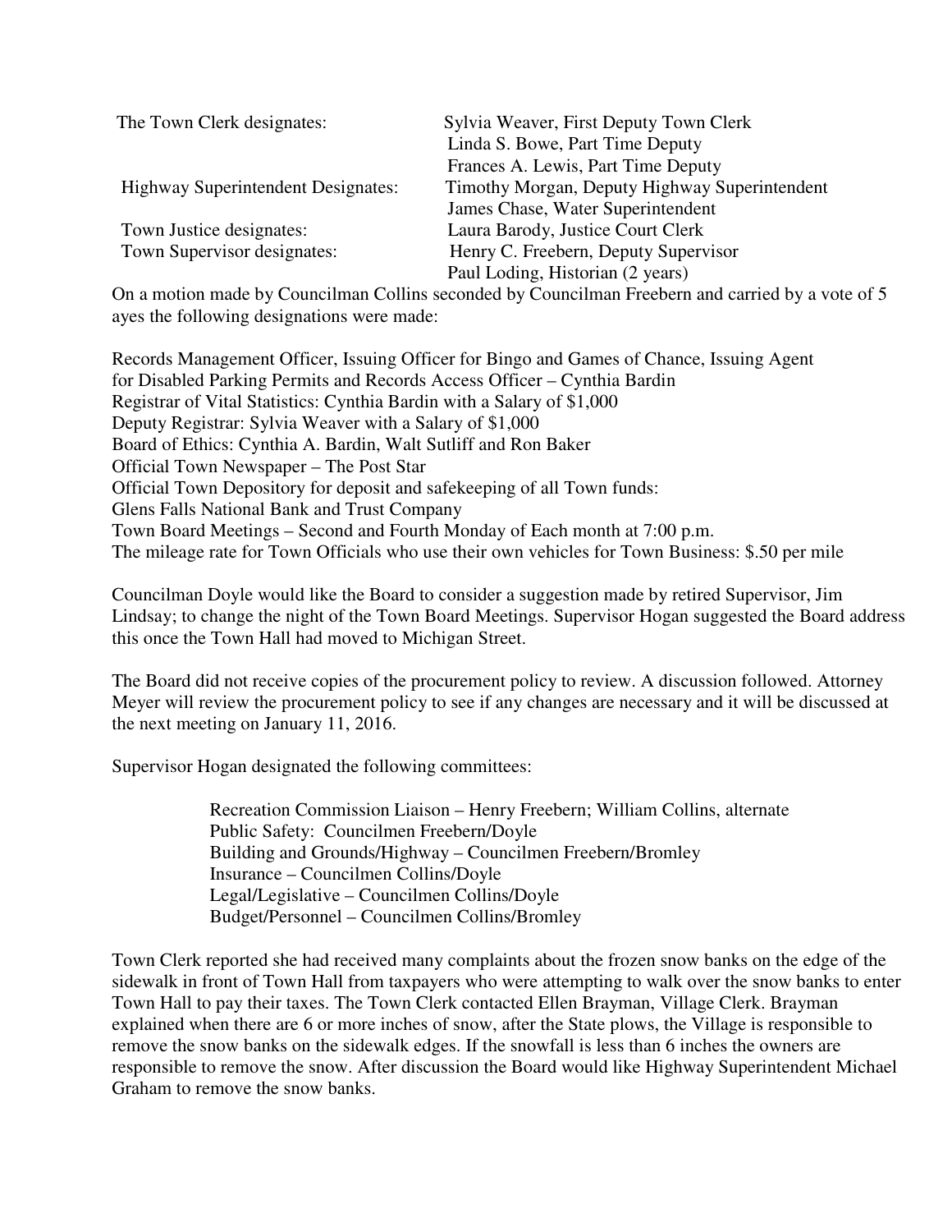| | |
|---|---|
| The Town Clerk designates: | Sylvia Weaver, First Deputy Town Clerk |
| | Linda S. Bowe, Part Time Deputy |
| | Frances A. Lewis, Part Time Deputy |
| Highway Superintendent Designates: | Timothy Morgan, Deputy Highway Superintendent |
| | James Chase, Water Superintendent |
| Town Justice designates: | Laura Barody, Justice Court Clerk |
| Town Supervisor designates: | Henry C. Freebern, Deputy Supervisor |
| | Paul Loding, Historian (2 years) |

On a motion made by Councilman Collins seconded by Councilman Freebern and carried by a vote of 5 ayes the following designations were made:

Records Management Officer, Issuing Officer for Bingo and Games of Chance, Issuing Agent for Disabled Parking Permits and Records Access Officer – Cynthia Bardin
Registrar of Vital Statistics: Cynthia Bardin with a Salary of $1,000
Deputy Registrar: Sylvia Weaver with a Salary of $1,000
Board of Ethics: Cynthia A. Bardin, Walt Sutliff and Ron Baker
Official Town Newspaper – The Post Star
Official Town Depository for deposit and safekeeping of all Town funds:
Glens Falls National Bank and Trust Company
Town Board Meetings – Second and Fourth Monday of Each month at 7:00 p.m.
The mileage rate for Town Officials who use their own vehicles for Town Business: $.50 per mile

Councilman Doyle would like the Board to consider a suggestion made by retired Supervisor, Jim Lindsay; to change the night of the Town Board Meetings. Supervisor Hogan suggested the Board address this once the Town Hall had moved to Michigan Street.

The Board did not receive copies of the procurement policy to review. A discussion followed. Attorney Meyer will review the procurement policy to see if any changes are necessary and it will be discussed at the next meeting on January 11, 2016.

Supervisor Hogan designated the following committees:

Recreation Commission Liaison – Henry Freebern; William Collins, alternate
Public Safety: Councilmen Freebern/Doyle
Building and Grounds/Highway – Councilmen Freebern/Bromley
Insurance – Councilmen Collins/Doyle
Legal/Legislative – Councilmen Collins/Doyle
Budget/Personnel – Councilmen Collins/Bromley

Town Clerk reported she had received many complaints about the frozen snow banks on the edge of the sidewalk in front of Town Hall from taxpayers who were attempting to walk over the snow banks to enter Town Hall to pay their taxes. The Town Clerk contacted Ellen Brayman, Village Clerk. Brayman explained when there are 6 or more inches of snow, after the State plows, the Village is responsible to remove the snow banks on the sidewalk edges. If the snowfall is less than 6 inches the owners are responsible to remove the snow. After discussion the Board would like Highway Superintendent Michael Graham to remove the snow banks.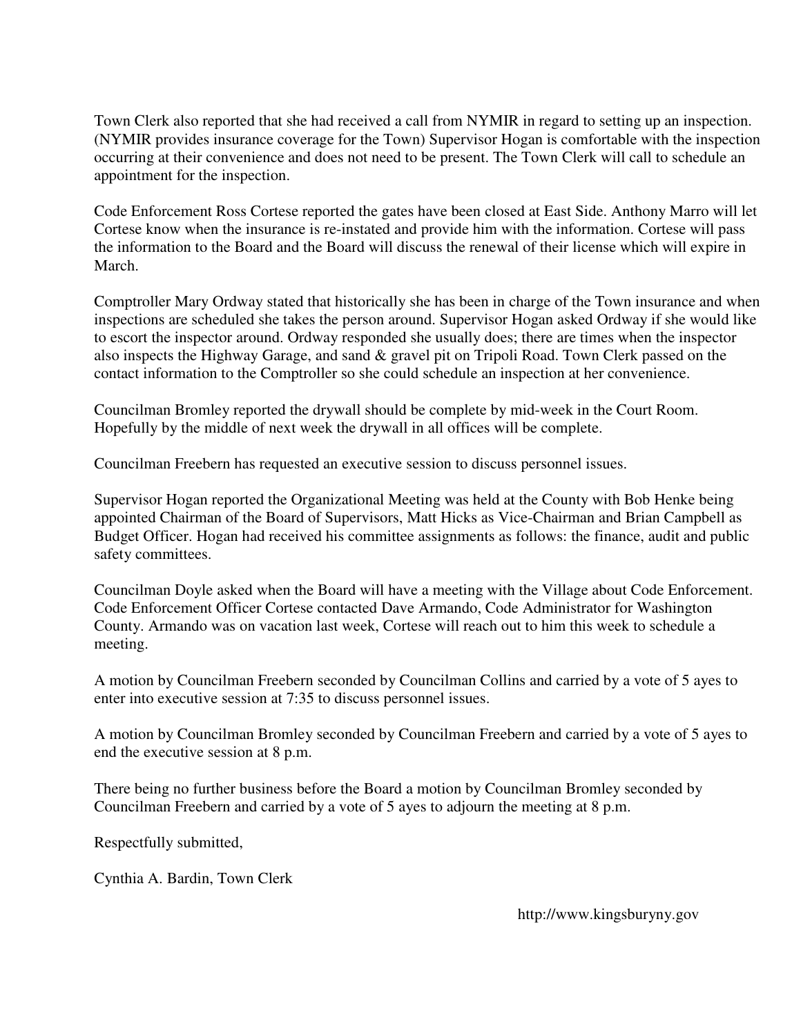Town Clerk also reported that she had received a call from NYMIR in regard to setting up an inspection. (NYMIR provides insurance coverage for the Town) Supervisor Hogan is comfortable with the inspection occurring at their convenience and does not need to be present. The Town Clerk will call to schedule an appointment for the inspection.

Code Enforcement Ross Cortese reported the gates have been closed at East Side. Anthony Marro will let Cortese know when the insurance is re-instated and provide him with the information. Cortese will pass the information to the Board and the Board will discuss the renewal of their license which will expire in March.

Comptroller Mary Ordway stated that historically she has been in charge of the Town insurance and when inspections are scheduled she takes the person around. Supervisor Hogan asked Ordway if she would like to escort the inspector around. Ordway responded she usually does; there are times when the inspector also inspects the Highway Garage, and sand & gravel pit on Tripoli Road. Town Clerk passed on the contact information to the Comptroller so she could schedule an inspection at her convenience.

Councilman Bromley reported the drywall should be complete by mid-week in the Court Room. Hopefully by the middle of next week the drywall in all offices will be complete.

Councilman Freebern has requested an executive session to discuss personnel issues.

Supervisor Hogan reported the Organizational Meeting was held at the County with Bob Henke being appointed Chairman of the Board of Supervisors, Matt Hicks as Vice-Chairman and Brian Campbell as Budget Officer. Hogan had received his committee assignments as follows: the finance, audit and public safety committees.

Councilman Doyle asked when the Board will have a meeting with the Village about Code Enforcement. Code Enforcement Officer Cortese contacted Dave Armando, Code Administrator for Washington County. Armando was on vacation last week, Cortese will reach out to him this week to schedule a meeting.

A motion by Councilman Freebern seconded by Councilman Collins and carried by a vote of 5 ayes to enter into executive session at 7:35 to discuss personnel issues.

A motion by Councilman Bromley seconded by Councilman Freebern and carried by a vote of 5 ayes to end the executive session at 8 p.m.

There being no further business before the Board a motion by Councilman Bromley seconded by Councilman Freebern and carried by a vote of 5 ayes to adjourn the meeting at 8 p.m.

Respectfully submitted,

Cynthia A. Bardin, Town Clerk

http://www.kingsburyny.gov